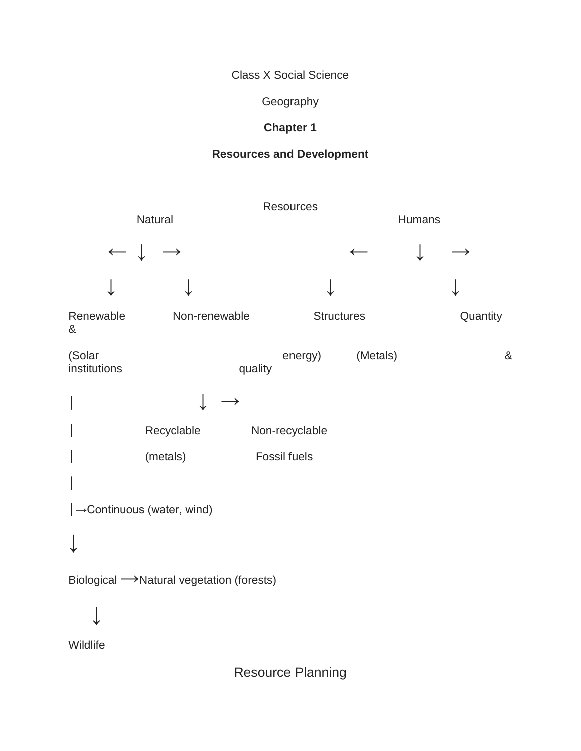Class X Social Science

Geography

**Chapter 1**

**Resources and Development**

Resources

Natural                                                                 Humans

← ↓ →                                                                 ← ↓ →

↓           ↓                                                           ↓           ↓

Renewable           Non-renewable           Structures           Quantity &

(Solar energy)           (Metals)           & institutions           quality

|           ↓ →

|           Recyclable           Non-recyclable

|           (metals)           Fossil fuels

|

|→Continuous (water, wind)

↓

Biological ⟶Natural vegetation (forests)

↓

Wildlife

Resource Planning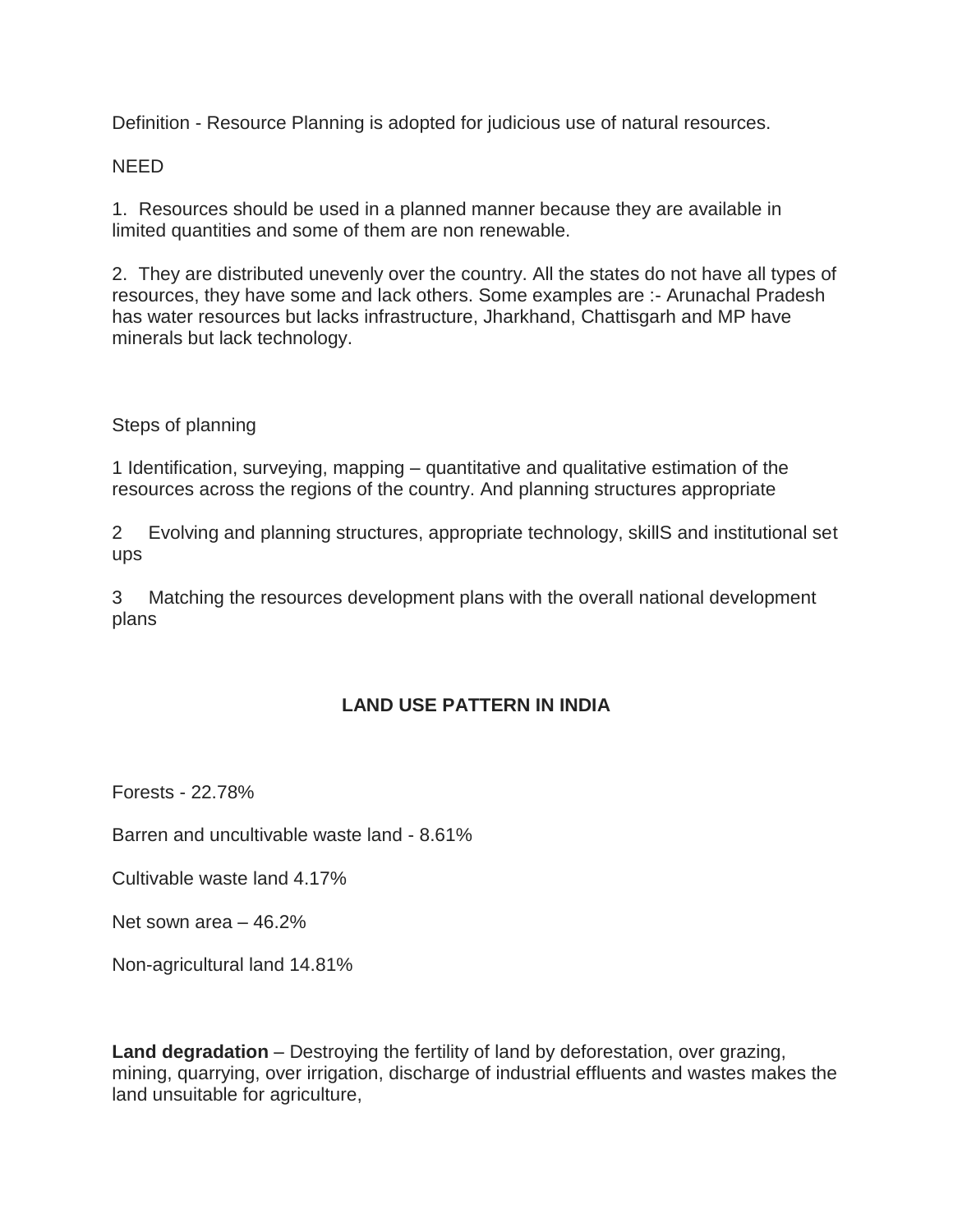Definition - Resource Planning is adopted for judicious use of natural resources.

NEED

1. Resources should be used in a planned manner because they are available in limited quantities and some of them are non renewable.

2. They are distributed unevenly over the country. All the states do not have all types of resources, they have some and lack others. Some examples are :- Arunachal Pradesh has water resources but lacks infrastructure, Jharkhand, Chattisgarh and MP have minerals but lack technology.

Steps of planning

1 Identification, surveying, mapping – quantitative and qualitative estimation of the resources across the regions of the country. And planning structures appropriate

2 Evolving and planning structures, appropriate technology, skillS and institutional set ups

3 Matching the resources development plans with the overall national development plans

**LAND USE PATTERN IN INDIA**

Forests - 22.78%

Barren and uncultivable waste land - 8.61%

Cultivable waste land 4.17%

Net sown area – 46.2%

Non-agricultural land 14.81%

**Land degradation** – Destroying the fertility of land by deforestation, over grazing, mining, quarrying, over irrigation, discharge of industrial effluents and wastes makes the land unsuitable for agriculture,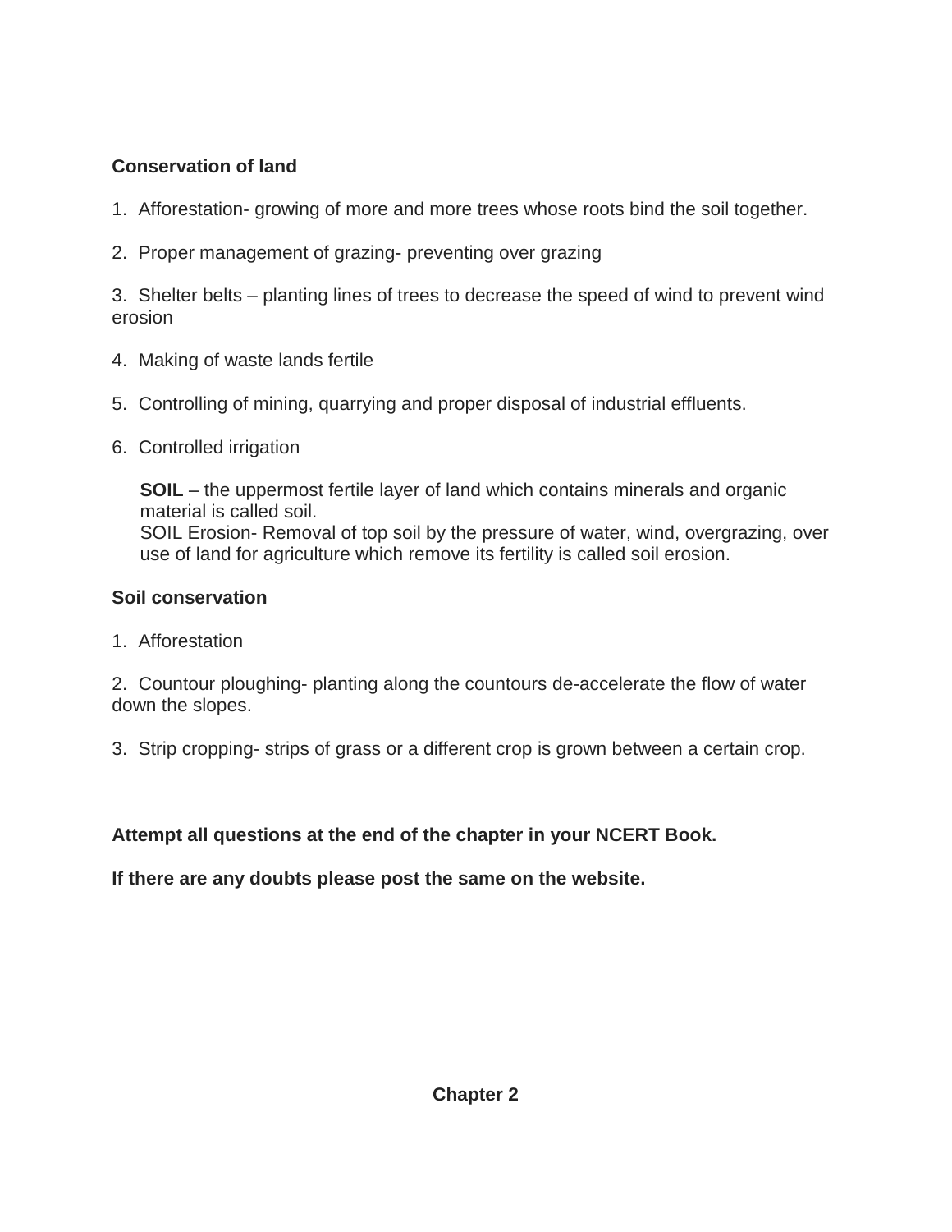**Conservation of land**

1. Afforestation- growing of more and more trees whose roots bind the soil together.

2. Proper management of grazing- preventing over grazing

3. Shelter belts – planting lines of trees to decrease the speed of wind to prevent wind erosion

4. Making of waste lands fertile

5. Controlling of mining, quarrying and proper disposal of industrial effluents.

6. Controlled irrigation

**SOIL** – the uppermost fertile layer of land which contains minerals and organic material is called soil.
SOIL Erosion- Removal of top soil by the pressure of water, wind, overgrazing, over use of land for agriculture which remove its fertility is called soil erosion.

**Soil conservation**

1. Afforestation

2. Countour ploughing- planting along the countours de-accelerate the flow of water down the slopes.

3. Strip cropping- strips of grass or a different crop is grown between a certain crop.

**Attempt all questions at the end of the chapter in your NCERT Book.**

**If there are any doubts please post the same on the website.**

**Chapter 2**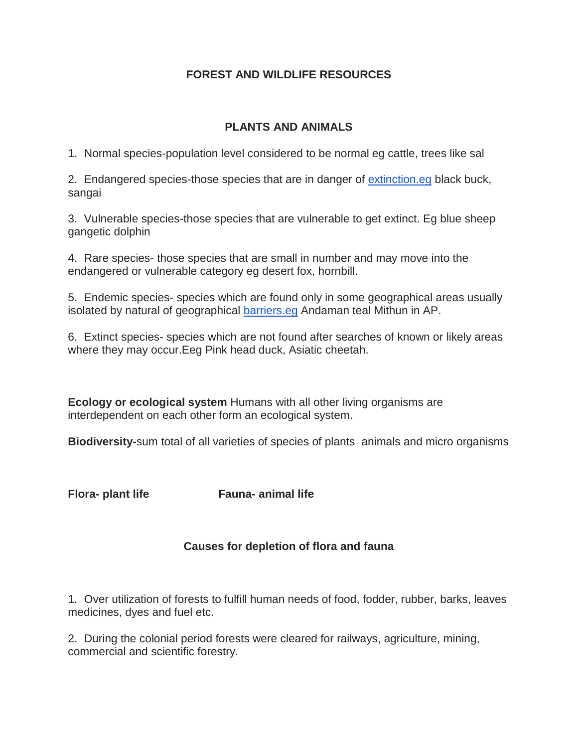**FOREST AND WILDLIFE RESOURCES**

**PLANTS AND ANIMALS**

1. Normal species-population level considered to be normal eg cattle, trees like sal

2. Endangered species-those species that are in danger of extinction.eg black buck, sangai

3. Vulnerable species-those species that are vulnerable to get extinct. Eg blue sheep gangetic dolphin

4. Rare species- those species that are small in number and may move into the endangered or vulnerable category eg desert fox, hornbill.

5. Endemic species- species which are found only in some geographical areas usually isolated by natural of geographical barriers.eg Andaman teal Mithun in AP.

6. Extinct species- species which are not found after searches of known or likely areas where they may occur.Eeg Pink head duck, Asiatic cheetah.

**Ecology or ecological system** Humans with all other living organisms are interdependent on each other form an ecological system.

**Biodiversity-**sum total of all varieties of species of plants animals and micro organisms

**Flora- plant life** **Fauna- animal life**

**Causes for depletion of flora and fauna**

1. Over utilization of forests to fulfill human needs of food, fodder, rubber, barks, leaves medicines, dyes and fuel etc.

2. During the colonial period forests were cleared for railways, agriculture, mining, commercial and scientific forestry.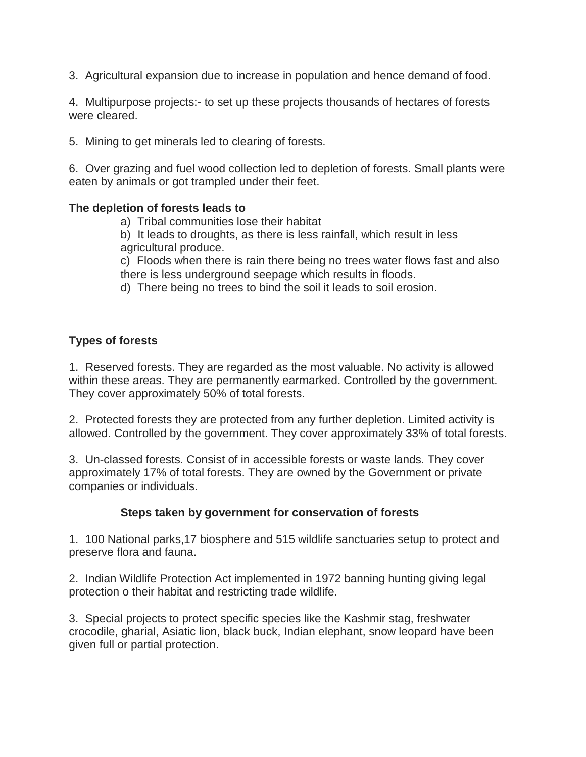3. Agricultural expansion due to increase in population and hence demand of food.

4. Multipurpose projects:- to set up these projects thousands of hectares of forests were cleared.

5. Mining to get minerals led to clearing of forests.

6. Over grazing and fuel wood collection led to depletion of forests. Small plants were eaten by animals or got trampled under their feet.

**The depletion of forests leads to**

a) Tribal communities lose their habitat

b) It leads to droughts, as there is less rainfall, which result in less agricultural produce.

c) Floods when there is rain there being no trees water flows fast and also there is less underground seepage which results in floods.

d) There being no trees to bind the soil it leads to soil erosion.

**Types of forests**

1. Reserved forests. They are regarded as the most valuable. No activity is allowed within these areas. They are permanently earmarked. Controlled by the government. They cover approximately 50% of total forests.

2. Protected forests they are protected from any further depletion. Limited activity is allowed. Controlled by the government. They cover approximately 33% of total forests.

3. Un-classed forests. Consist of in accessible forests or waste lands. They cover approximately 17% of total forests. They are owned by the Government or private companies or individuals.

**Steps taken by government for conservation of forests**

1. 100 National parks,17 biosphere and 515 wildlife sanctuaries setup to protect and preserve flora and fauna.

2. Indian Wildlife Protection Act implemented in 1972 banning hunting giving legal protection o their habitat and restricting trade wildlife.

3. Special projects to protect specific species like the Kashmir stag, freshwater crocodile, gharial, Asiatic lion, black buck, Indian elephant, snow leopard have been given full or partial protection.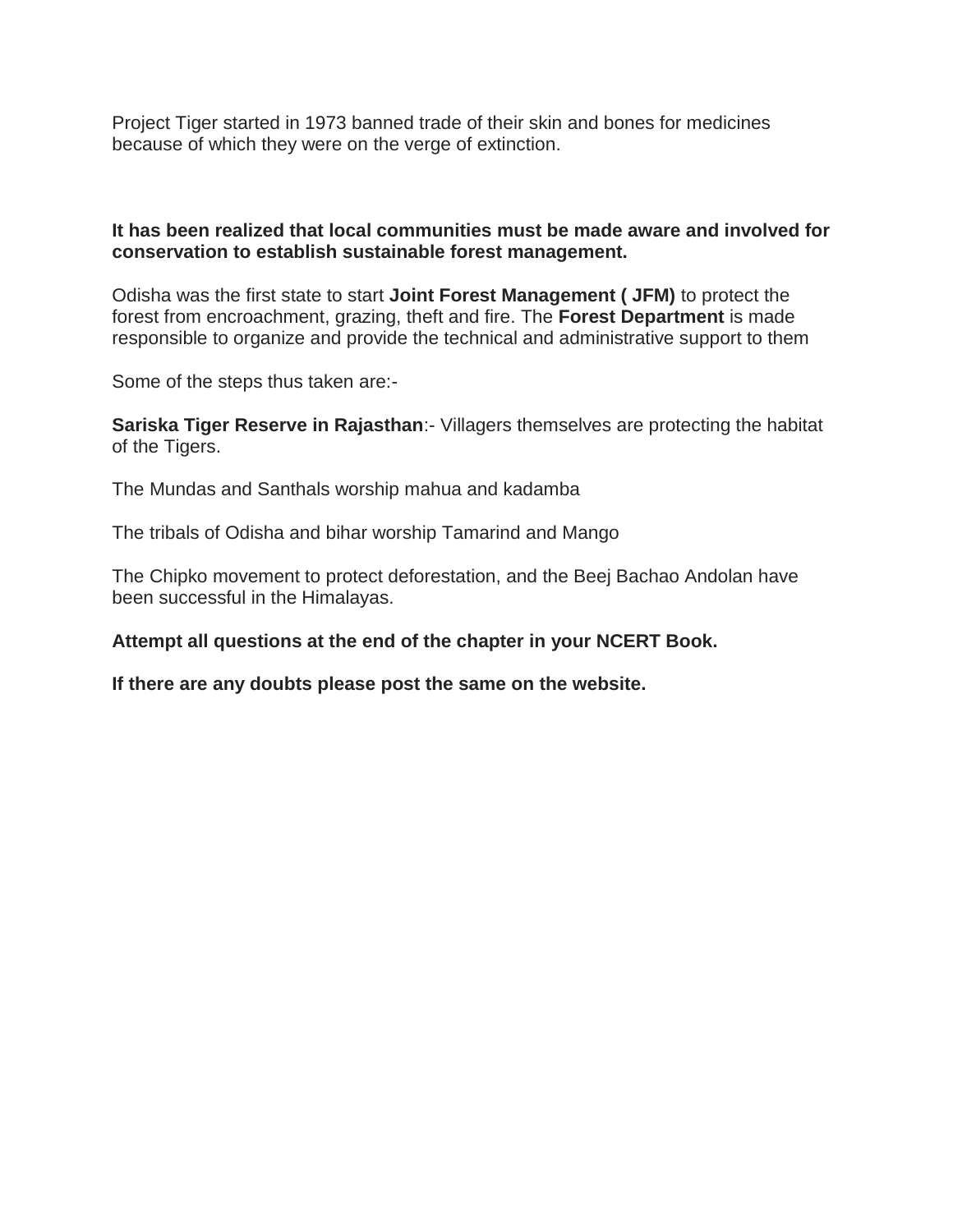Project Tiger started in 1973 banned trade of their skin and bones for medicines because of which they were on the verge of extinction.

**It has been realized that local communities must be made aware and involved for conservation to establish sustainable forest management.**

Odisha was the first state to start **Joint Forest Management ( JFM)** to protect the forest from encroachment, grazing, theft and fire. The **Forest Department** is made responsible to organize and provide the technical and administrative support to them

Some of the steps thus taken are:-

**Sariska Tiger Reserve in Rajasthan**:- Villagers themselves are protecting the habitat of the Tigers.

The Mundas and Santhals worship mahua and kadamba

The tribals of Odisha and bihar worship Tamarind and Mango

The Chipko movement to protect deforestation, and the Beej Bachao Andolan have been successful in the Himalayas.

**Attempt all questions at the end of the chapter in your NCERT Book.**

**If there are any doubts please post the same on the website.**